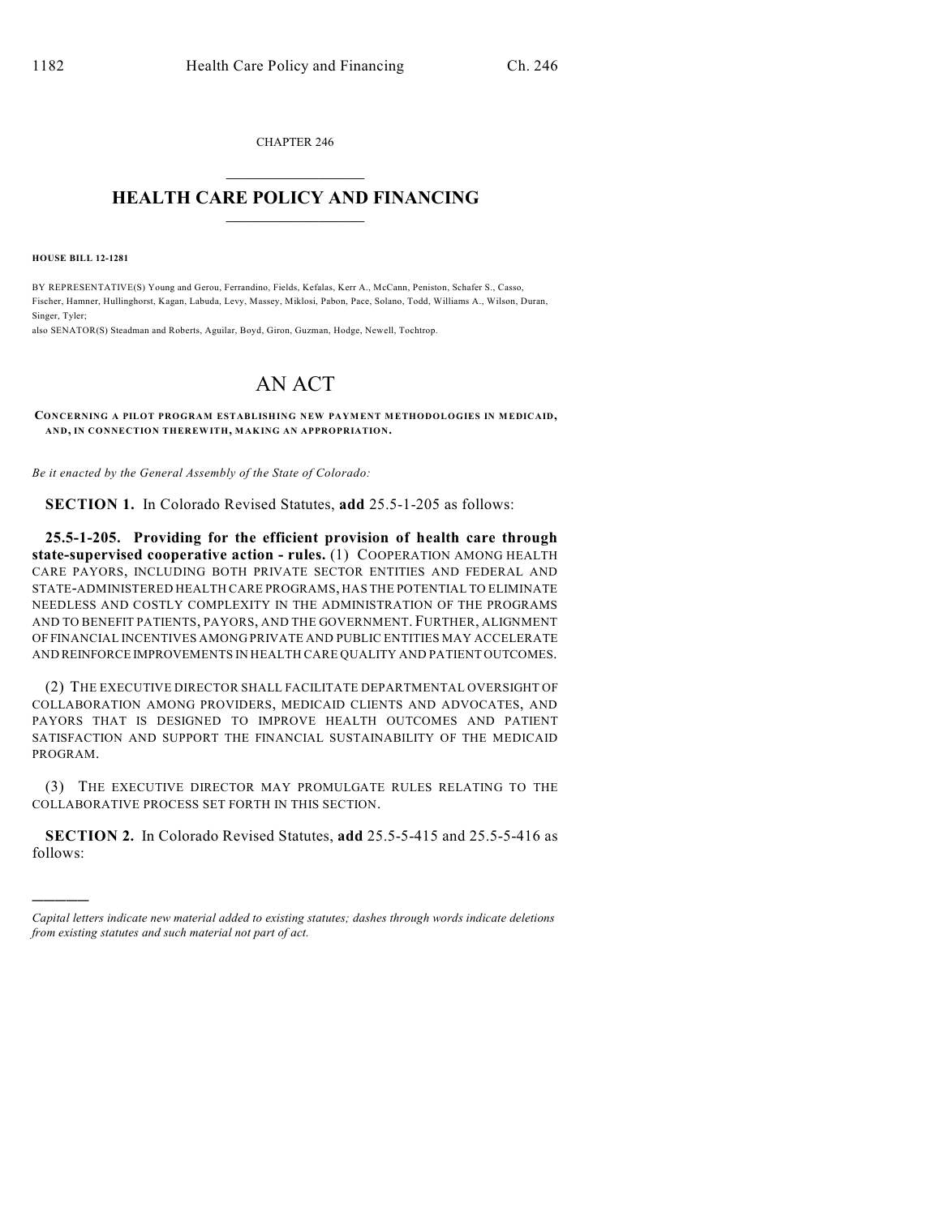CHAPTER 246

# HEALTH CARE POLICY AND FINANCING

**HOUSE BILL 12-1281**

BY REPRESENTATIVE(S) Young and Gerou, Ferrandino, Fields, Kefalas, Kerr A., McCann, Peniston, Schafer S., Casso, Fischer, Hamner, Hullinghorst, Kagan, Labuda, Levy, Massey, Miklosi, Pabon, Pace, Solano, Todd, Williams A., Wilson, Duran, Singer, Tyler;
also SENATOR(S) Steadman and Roberts, Aguilar, Boyd, Giron, Guzman, Hodge, Newell, Tochtrop.

# AN ACT

**CONCERNING A PILOT PROGRAM ESTABLISHING NEW PAYMENT METHODOLOGIES IN MEDICAID, AND, IN CONNECTION THEREWITH, MAKING AN APPROPRIATION.**

*Be it enacted by the General Assembly of the State of Colorado:*

**SECTION 1.** In Colorado Revised Statutes, **add** 25.5-1-205 as follows:

**25.5-1-205. Providing for the efficient provision of health care through state-supervised cooperative action - rules.** (1) COOPERATION AMONG HEALTH CARE PAYORS, INCLUDING BOTH PRIVATE SECTOR ENTITIES AND FEDERAL AND STATE-ADMINISTERED HEALTH CARE PROGRAMS, HAS THE POTENTIAL TO ELIMINATE NEEDLESS AND COSTLY COMPLEXITY IN THE ADMINISTRATION OF THE PROGRAMS AND TO BENEFIT PATIENTS, PAYORS, AND THE GOVERNMENT. FURTHER, ALIGNMENT OF FINANCIAL INCENTIVES AMONG PRIVATE AND PUBLIC ENTITIES MAY ACCELERATE AND REINFORCE IMPROVEMENTS IN HEALTH CARE QUALITY AND PATIENT OUTCOMES.

(2) THE EXECUTIVE DIRECTOR SHALL FACILITATE DEPARTMENTAL OVERSIGHT OF COLLABORATION AMONG PROVIDERS, MEDICAID CLIENTS AND ADVOCATES, AND PAYORS THAT IS DESIGNED TO IMPROVE HEALTH OUTCOMES AND PATIENT SATISFACTION AND SUPPORT THE FINANCIAL SUSTAINABILITY OF THE MEDICAID PROGRAM.

(3) THE EXECUTIVE DIRECTOR MAY PROMULGATE RULES RELATING TO THE COLLABORATIVE PROCESS SET FORTH IN THIS SECTION.

**SECTION 2.** In Colorado Revised Statutes, **add** 25.5-5-415 and 25.5-5-416 as follows:

---

*Capital letters indicate new material added to existing statutes; dashes through words indicate deletions from existing statutes and such material not part of act.*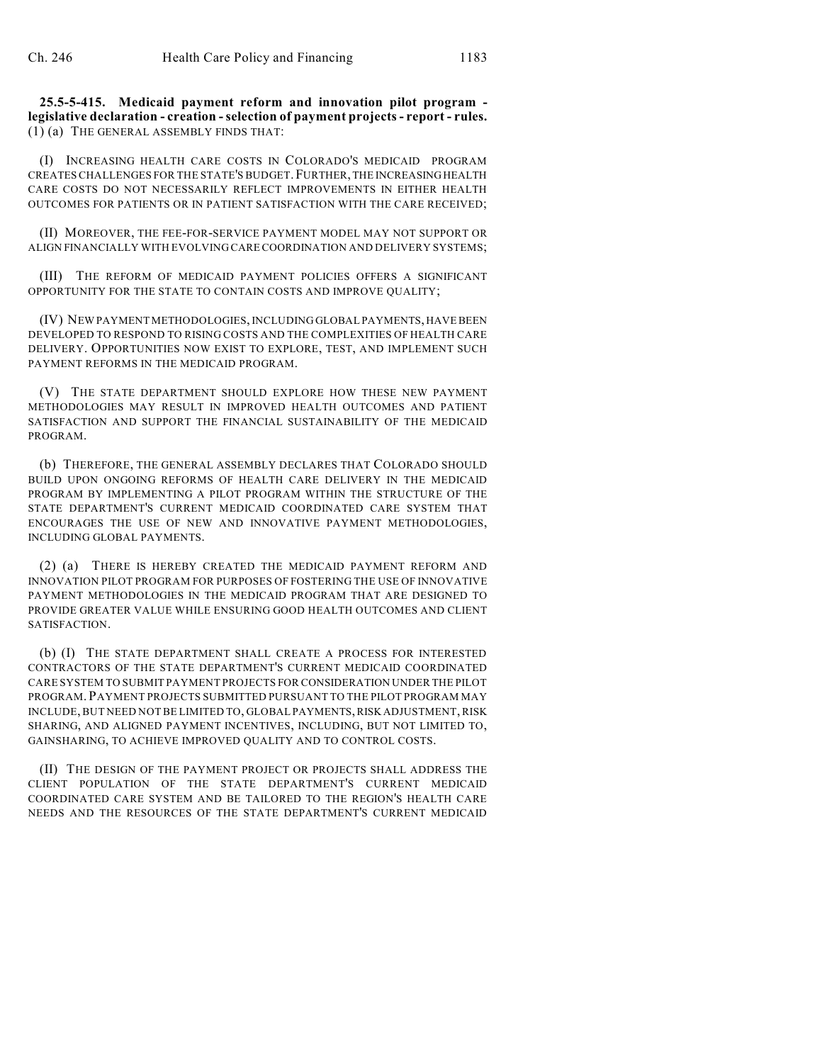**25.5-5-415. Medicaid payment reform and innovation pilot program - legislative declaration - creation - selection of payment projects - report - rules.** (1) (a) THE GENERAL ASSEMBLY FINDS THAT:

(I) INCREASING HEALTH CARE COSTS IN COLORADO'S MEDICAID PROGRAM CREATES CHALLENGES FOR THE STATE'S BUDGET. FURTHER, THE INCREASING HEALTH CARE COSTS DO NOT NECESSARILY REFLECT IMPROVEMENTS IN EITHER HEALTH OUTCOMES FOR PATIENTS OR IN PATIENT SATISFACTION WITH THE CARE RECEIVED;

(II) MOREOVER, THE FEE-FOR-SERVICE PAYMENT MODEL MAY NOT SUPPORT OR ALIGN FINANCIALLY WITH EVOLVING CARE COORDINATION AND DELIVERY SYSTEMS;

(III) THE REFORM OF MEDICAID PAYMENT POLICIES OFFERS A SIGNIFICANT OPPORTUNITY FOR THE STATE TO CONTAIN COSTS AND IMPROVE QUALITY;

(IV) NEW PAYMENT METHODOLOGIES, INCLUDING GLOBAL PAYMENTS, HAVE BEEN DEVELOPED TO RESPOND TO RISING COSTS AND THE COMPLEXITIES OF HEALTH CARE DELIVERY. OPPORTUNITIES NOW EXIST TO EXPLORE, TEST, AND IMPLEMENT SUCH PAYMENT REFORMS IN THE MEDICAID PROGRAM.

(V) THE STATE DEPARTMENT SHOULD EXPLORE HOW THESE NEW PAYMENT METHODOLOGIES MAY RESULT IN IMPROVED HEALTH OUTCOMES AND PATIENT SATISFACTION AND SUPPORT THE FINANCIAL SUSTAINABILITY OF THE MEDICAID PROGRAM.

(b) THEREFORE, THE GENERAL ASSEMBLY DECLARES THAT COLORADO SHOULD BUILD UPON ONGOING REFORMS OF HEALTH CARE DELIVERY IN THE MEDICAID PROGRAM BY IMPLEMENTING A PILOT PROGRAM WITHIN THE STRUCTURE OF THE STATE DEPARTMENT'S CURRENT MEDICAID COORDINATED CARE SYSTEM THAT ENCOURAGES THE USE OF NEW AND INNOVATIVE PAYMENT METHODOLOGIES, INCLUDING GLOBAL PAYMENTS.

(2) (a) THERE IS HEREBY CREATED THE MEDICAID PAYMENT REFORM AND INNOVATION PILOT PROGRAM FOR PURPOSES OF FOSTERING THE USE OF INNOVATIVE PAYMENT METHODOLOGIES IN THE MEDICAID PROGRAM THAT ARE DESIGNED TO PROVIDE GREATER VALUE WHILE ENSURING GOOD HEALTH OUTCOMES AND CLIENT SATISFACTION.

(b) (I) THE STATE DEPARTMENT SHALL CREATE A PROCESS FOR INTERESTED CONTRACTORS OF THE STATE DEPARTMENT'S CURRENT MEDICAID COORDINATED CARE SYSTEM TO SUBMIT PAYMENT PROJECTS FOR CONSIDERATION UNDER THE PILOT PROGRAM. PAYMENT PROJECTS SUBMITTED PURSUANT TO THE PILOT PROGRAM MAY INCLUDE, BUT NEED NOT BE LIMITED TO, GLOBAL PAYMENTS, RISK ADJUSTMENT, RISK SHARING, AND ALIGNED PAYMENT INCENTIVES, INCLUDING, BUT NOT LIMITED TO, GAINSHARING, TO ACHIEVE IMPROVED QUALITY AND TO CONTROL COSTS.

(II) THE DESIGN OF THE PAYMENT PROJECT OR PROJECTS SHALL ADDRESS THE CLIENT POPULATION OF THE STATE DEPARTMENT'S CURRENT MEDICAID COORDINATED CARE SYSTEM AND BE TAILORED TO THE REGION'S HEALTH CARE NEEDS AND THE RESOURCES OF THE STATE DEPARTMENT'S CURRENT MEDICAID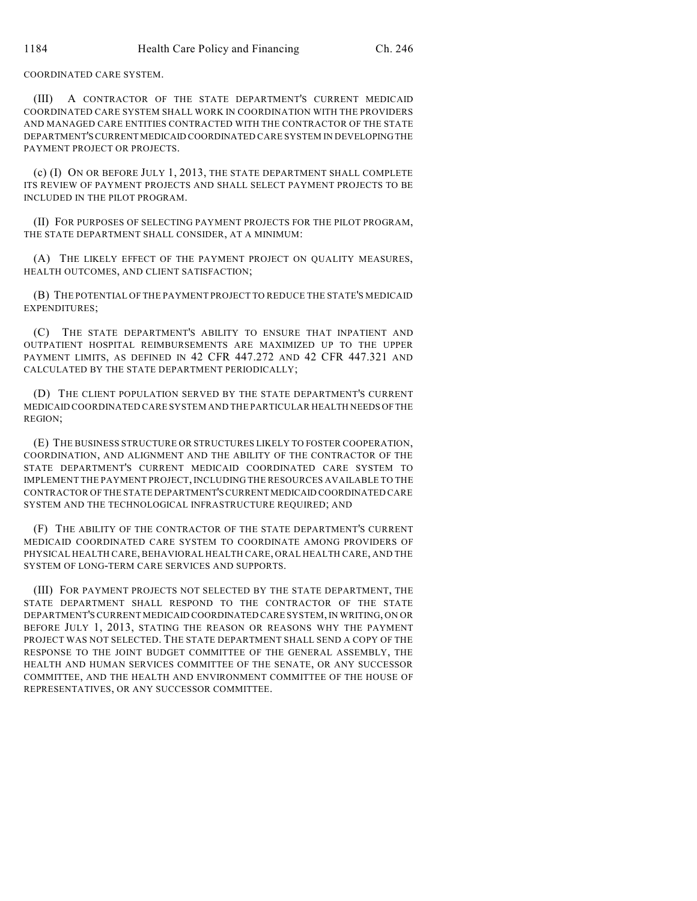COORDINATED CARE SYSTEM.

(III) A CONTRACTOR OF THE STATE DEPARTMENT'S CURRENT MEDICAID COORDINATED CARE SYSTEM SHALL WORK IN COORDINATION WITH THE PROVIDERS AND MANAGED CARE ENTITIES CONTRACTED WITH THE CONTRACTOR OF THE STATE DEPARTMENT'S CURRENT MEDICAID COORDINATED CARE SYSTEM IN DEVELOPING THE PAYMENT PROJECT OR PROJECTS.

(c) (I) ON OR BEFORE JULY 1, 2013, THE STATE DEPARTMENT SHALL COMPLETE ITS REVIEW OF PAYMENT PROJECTS AND SHALL SELECT PAYMENT PROJECTS TO BE INCLUDED IN THE PILOT PROGRAM.

(II) FOR PURPOSES OF SELECTING PAYMENT PROJECTS FOR THE PILOT PROGRAM, THE STATE DEPARTMENT SHALL CONSIDER, AT A MINIMUM:

(A) THE LIKELY EFFECT OF THE PAYMENT PROJECT ON QUALITY MEASURES, HEALTH OUTCOMES, AND CLIENT SATISFACTION;

(B) THE POTENTIAL OF THE PAYMENT PROJECT TO REDUCE THE STATE'S MEDICAID EXPENDITURES;

(C) THE STATE DEPARTMENT'S ABILITY TO ENSURE THAT INPATIENT AND OUTPATIENT HOSPITAL REIMBURSEMENTS ARE MAXIMIZED UP TO THE UPPER PAYMENT LIMITS, AS DEFINED IN 42 CFR 447.272 AND 42 CFR 447.321 AND CALCULATED BY THE STATE DEPARTMENT PERIODICALLY;

(D) THE CLIENT POPULATION SERVED BY THE STATE DEPARTMENT'S CURRENT MEDICAID COORDINATED CARE SYSTEM AND THE PARTICULAR HEALTH NEEDS OF THE REGION;

(E) THE BUSINESS STRUCTURE OR STRUCTURES LIKELY TO FOSTER COOPERATION, COORDINATION, AND ALIGNMENT AND THE ABILITY OF THE CONTRACTOR OF THE STATE DEPARTMENT'S CURRENT MEDICAID COORDINATED CARE SYSTEM TO IMPLEMENT THE PAYMENT PROJECT, INCLUDING THE RESOURCES AVAILABLE TO THE CONTRACTOR OF THE STATE DEPARTMENT'S CURRENT MEDICAID COORDINATED CARE SYSTEM AND THE TECHNOLOGICAL INFRASTRUCTURE REQUIRED; AND

(F) THE ABILITY OF THE CONTRACTOR OF THE STATE DEPARTMENT'S CURRENT MEDICAID COORDINATED CARE SYSTEM TO COORDINATE AMONG PROVIDERS OF PHYSICAL HEALTH CARE, BEHAVIORAL HEALTH CARE, ORAL HEALTH CARE, AND THE SYSTEM OF LONG-TERM CARE SERVICES AND SUPPORTS.

(III) FOR PAYMENT PROJECTS NOT SELECTED BY THE STATE DEPARTMENT, THE STATE DEPARTMENT SHALL RESPOND TO THE CONTRACTOR OF THE STATE DEPARTMENT'S CURRENT MEDICAID COORDINATED CARE SYSTEM, IN WRITING, ON OR BEFORE JULY 1, 2013, STATING THE REASON OR REASONS WHY THE PAYMENT PROJECT WAS NOT SELECTED. THE STATE DEPARTMENT SHALL SEND A COPY OF THE RESPONSE TO THE JOINT BUDGET COMMITTEE OF THE GENERAL ASSEMBLY, THE HEALTH AND HUMAN SERVICES COMMITTEE OF THE SENATE, OR ANY SUCCESSOR COMMITTEE, AND THE HEALTH AND ENVIRONMENT COMMITTEE OF THE HOUSE OF REPRESENTATIVES, OR ANY SUCCESSOR COMMITTEE.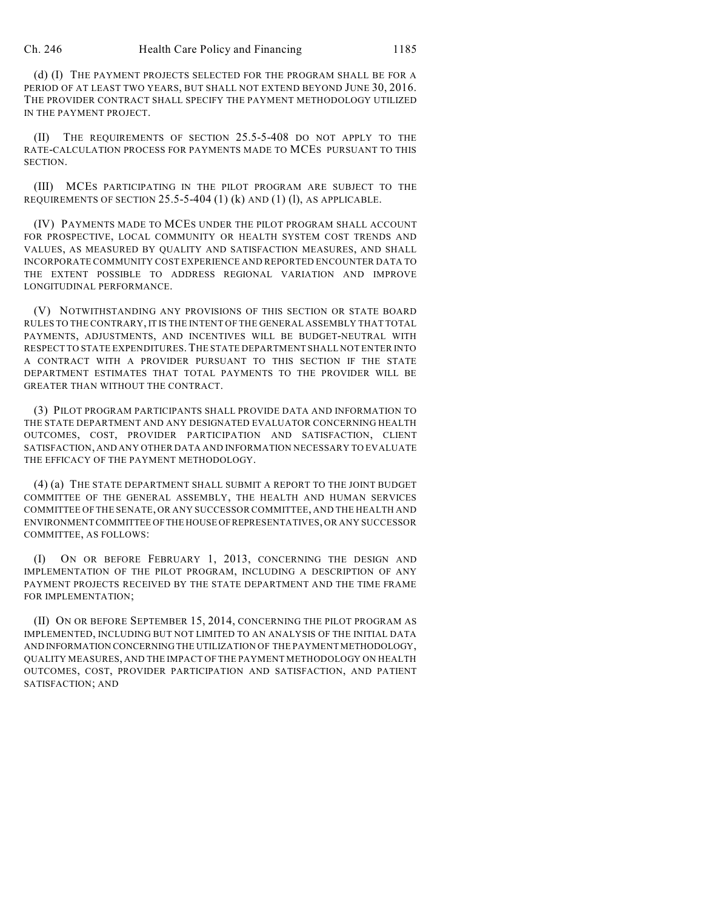(d) (I) THE PAYMENT PROJECTS SELECTED FOR THE PROGRAM SHALL BE FOR A PERIOD OF AT LEAST TWO YEARS, BUT SHALL NOT EXTEND BEYOND JUNE 30, 2016. THE PROVIDER CONTRACT SHALL SPECIFY THE PAYMENT METHODOLOGY UTILIZED IN THE PAYMENT PROJECT.

(II) THE REQUIREMENTS OF SECTION 25.5-5-408 DO NOT APPLY TO THE RATE-CALCULATION PROCESS FOR PAYMENTS MADE TO MCEs PURSUANT TO THIS SECTION.

(III) MCEs PARTICIPATING IN THE PILOT PROGRAM ARE SUBJECT TO THE REQUIREMENTS OF SECTION 25.5-5-404 (1) (k) AND (1) (l), AS APPLICABLE.

(IV) PAYMENTS MADE TO MCEs UNDER THE PILOT PROGRAM SHALL ACCOUNT FOR PROSPECTIVE, LOCAL COMMUNITY OR HEALTH SYSTEM COST TRENDS AND VALUES, AS MEASURED BY QUALITY AND SATISFACTION MEASURES, AND SHALL INCORPORATE COMMUNITY COST EXPERIENCE AND REPORTED ENCOUNTER DATA TO THE EXTENT POSSIBLE TO ADDRESS REGIONAL VARIATION AND IMPROVE LONGITUDINAL PERFORMANCE.

(V) NOTWITHSTANDING ANY PROVISIONS OF THIS SECTION OR STATE BOARD RULES TO THE CONTRARY, IT IS THE INTENT OF THE GENERAL ASSEMBLY THAT TOTAL PAYMENTS, ADJUSTMENTS, AND INCENTIVES WILL BE BUDGET-NEUTRAL WITH RESPECT TO STATE EXPENDITURES. THE STATE DEPARTMENT SHALL NOT ENTER INTO A CONTRACT WITH A PROVIDER PURSUANT TO THIS SECTION IF THE STATE DEPARTMENT ESTIMATES THAT TOTAL PAYMENTS TO THE PROVIDER WILL BE GREATER THAN WITHOUT THE CONTRACT.

(3) PILOT PROGRAM PARTICIPANTS SHALL PROVIDE DATA AND INFORMATION TO THE STATE DEPARTMENT AND ANY DESIGNATED EVALUATOR CONCERNING HEALTH OUTCOMES, COST, PROVIDER PARTICIPATION AND SATISFACTION, CLIENT SATISFACTION, AND ANY OTHER DATA AND INFORMATION NECESSARY TO EVALUATE THE EFFICACY OF THE PAYMENT METHODOLOGY.

(4) (a) THE STATE DEPARTMENT SHALL SUBMIT A REPORT TO THE JOINT BUDGET COMMITTEE OF THE GENERAL ASSEMBLY, THE HEALTH AND HUMAN SERVICES COMMITTEE OF THE SENATE, OR ANY SUCCESSOR COMMITTEE, AND THE HEALTH AND ENVIRONMENT COMMITTEE OF THE HOUSE OF REPRESENTATIVES, OR ANY SUCCESSOR COMMITTEE, AS FOLLOWS:

(I) ON OR BEFORE FEBRUARY 1, 2013, CONCERNING THE DESIGN AND IMPLEMENTATION OF THE PILOT PROGRAM, INCLUDING A DESCRIPTION OF ANY PAYMENT PROJECTS RECEIVED BY THE STATE DEPARTMENT AND THE TIME FRAME FOR IMPLEMENTATION;

(II) ON OR BEFORE SEPTEMBER 15, 2014, CONCERNING THE PILOT PROGRAM AS IMPLEMENTED, INCLUDING BUT NOT LIMITED TO AN ANALYSIS OF THE INITIAL DATA AND INFORMATION CONCERNING THE UTILIZATION OF THE PAYMENT METHODOLOGY, QUALITY MEASURES, AND THE IMPACT OF THE PAYMENT METHODOLOGY ON HEALTH OUTCOMES, COST, PROVIDER PARTICIPATION AND SATISFACTION, AND PATIENT SATISFACTION; AND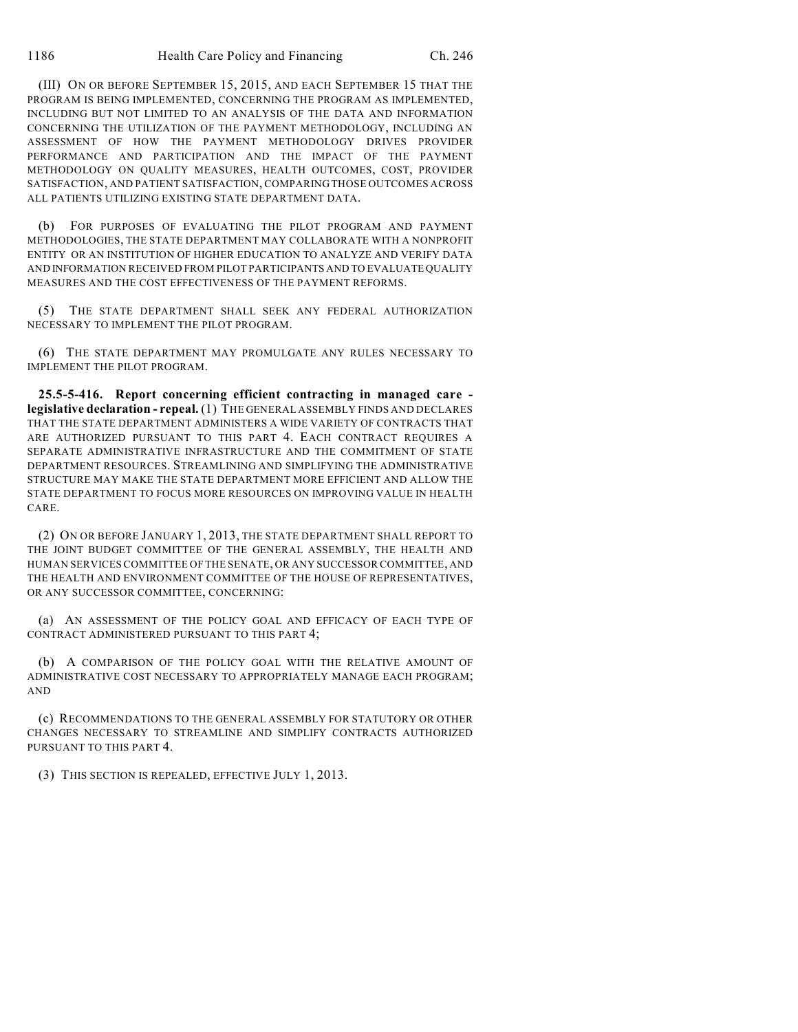(III) ON OR BEFORE SEPTEMBER 15, 2015, AND EACH SEPTEMBER 15 THAT THE PROGRAM IS BEING IMPLEMENTED, CONCERNING THE PROGRAM AS IMPLEMENTED, INCLUDING BUT NOT LIMITED TO AN ANALYSIS OF THE DATA AND INFORMATION CONCERNING THE UTILIZATION OF THE PAYMENT METHODOLOGY, INCLUDING AN ASSESSMENT OF HOW THE PAYMENT METHODOLOGY DRIVES PROVIDER PERFORMANCE AND PARTICIPATION AND THE IMPACT OF THE PAYMENT METHODOLOGY ON QUALITY MEASURES, HEALTH OUTCOMES, COST, PROVIDER SATISFACTION, AND PATIENT SATISFACTION, COMPARING THOSE OUTCOMES ACROSS ALL PATIENTS UTILIZING EXISTING STATE DEPARTMENT DATA.

(b) FOR PURPOSES OF EVALUATING THE PILOT PROGRAM AND PAYMENT METHODOLOGIES, THE STATE DEPARTMENT MAY COLLABORATE WITH A NONPROFIT ENTITY OR AN INSTITUTION OF HIGHER EDUCATION TO ANALYZE AND VERIFY DATA AND INFORMATION RECEIVED FROM PILOT PARTICIPANTS AND TO EVALUATE QUALITY MEASURES AND THE COST EFFECTIVENESS OF THE PAYMENT REFORMS.

(5) THE STATE DEPARTMENT SHALL SEEK ANY FEDERAL AUTHORIZATION NECESSARY TO IMPLEMENT THE PILOT PROGRAM.

(6) THE STATE DEPARTMENT MAY PROMULGATE ANY RULES NECESSARY TO IMPLEMENT THE PILOT PROGRAM.

**25.5-5-416. Report concerning efficient contracting in managed care - legislative declaration - repeal.** (1) THE GENERAL ASSEMBLY FINDS AND DECLARES THAT THE STATE DEPARTMENT ADMINISTERS A WIDE VARIETY OF CONTRACTS THAT ARE AUTHORIZED PURSUANT TO THIS PART 4. EACH CONTRACT REQUIRES A SEPARATE ADMINISTRATIVE INFRASTRUCTURE AND THE COMMITMENT OF STATE DEPARTMENT RESOURCES. STREAMLINING AND SIMPLIFYING THE ADMINISTRATIVE STRUCTURE MAY MAKE THE STATE DEPARTMENT MORE EFFICIENT AND ALLOW THE STATE DEPARTMENT TO FOCUS MORE RESOURCES ON IMPROVING VALUE IN HEALTH CARE.

(2) ON OR BEFORE JANUARY 1, 2013, THE STATE DEPARTMENT SHALL REPORT TO THE JOINT BUDGET COMMITTEE OF THE GENERAL ASSEMBLY, THE HEALTH AND HUMAN SERVICES COMMITTEE OF THE SENATE, OR ANY SUCCESSOR COMMITTEE, AND THE HEALTH AND ENVIRONMENT COMMITTEE OF THE HOUSE OF REPRESENTATIVES, OR ANY SUCCESSOR COMMITTEE, CONCERNING:

(a) AN ASSESSMENT OF THE POLICY GOAL AND EFFICACY OF EACH TYPE OF CONTRACT ADMINISTERED PURSUANT TO THIS PART 4;

(b) A COMPARISON OF THE POLICY GOAL WITH THE RELATIVE AMOUNT OF ADMINISTRATIVE COST NECESSARY TO APPROPRIATELY MANAGE EACH PROGRAM; AND

(c) RECOMMENDATIONS TO THE GENERAL ASSEMBLY FOR STATUTORY OR OTHER CHANGES NECESSARY TO STREAMLINE AND SIMPLIFY CONTRACTS AUTHORIZED PURSUANT TO THIS PART 4.

(3) THIS SECTION IS REPEALED, EFFECTIVE JULY 1, 2013.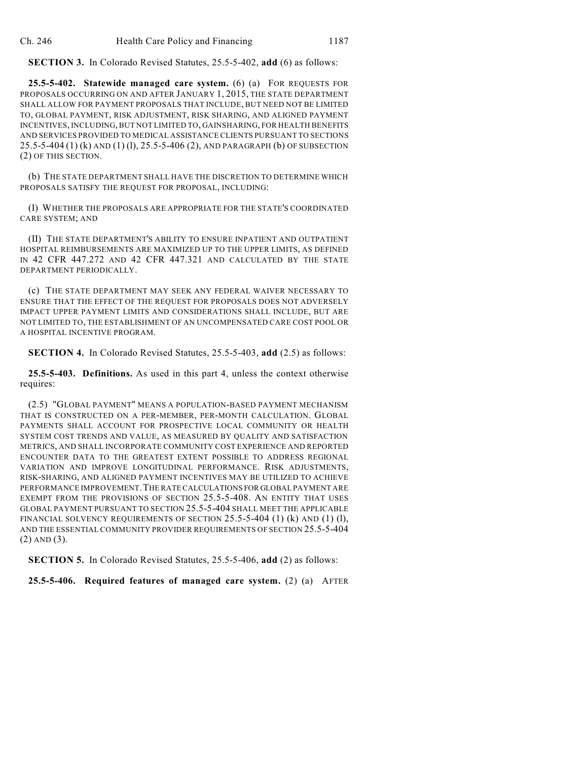**SECTION 3.** In Colorado Revised Statutes, 25.5-5-402, **add** (6) as follows:

**25.5-5-402. Statewide managed care system.** (6) (a) FOR REQUESTS FOR PROPOSALS OCCURRING ON AND AFTER JANUARY 1, 2015, THE STATE DEPARTMENT SHALL ALLOW FOR PAYMENT PROPOSALS THAT INCLUDE, BUT NEED NOT BE LIMITED TO, GLOBAL PAYMENT, RISK ADJUSTMENT, RISK SHARING, AND ALIGNED PAYMENT INCENTIVES, INCLUDING, BUT NOT LIMITED TO, GAINSHARING, FOR HEALTH BENEFITS AND SERVICES PROVIDED TO MEDICAL ASSISTANCE CLIENTS PURSUANT TO SECTIONS 25.5-5-404 (1) (k) AND (1) (l), 25.5-5-406 (2), AND PARAGRAPH (b) OF SUBSECTION (2) OF THIS SECTION.

(b) THE STATE DEPARTMENT SHALL HAVE THE DISCRETION TO DETERMINE WHICH PROPOSALS SATISFY THE REQUEST FOR PROPOSAL, INCLUDING:

(I) WHETHER THE PROPOSALS ARE APPROPRIATE FOR THE STATE'S COORDINATED CARE SYSTEM; AND

(II) THE STATE DEPARTMENT'S ABILITY TO ENSURE INPATIENT AND OUTPATIENT HOSPITAL REIMBURSEMENTS ARE MAXIMIZED UP TO THE UPPER LIMITS, AS DEFINED IN 42 CFR 447.272 AND 42 CFR 447.321 AND CALCULATED BY THE STATE DEPARTMENT PERIODICALLY.

(c) THE STATE DEPARTMENT MAY SEEK ANY FEDERAL WAIVER NECESSARY TO ENSURE THAT THE EFFECT OF THE REQUEST FOR PROPOSALS DOES NOT ADVERSELY IMPACT UPPER PAYMENT LIMITS AND CONSIDERATIONS SHALL INCLUDE, BUT ARE NOT LIMITED TO, THE ESTABLISHMENT OF AN UNCOMPENSATED CARE COST POOL OR A HOSPITAL INCENTIVE PROGRAM.

**SECTION 4.** In Colorado Revised Statutes, 25.5-5-403, **add** (2.5) as follows:

**25.5-5-403. Definitions.** As used in this part 4, unless the context otherwise requires:

(2.5) "GLOBAL PAYMENT" MEANS A POPULATION-BASED PAYMENT MECHANISM THAT IS CONSTRUCTED ON A PER-MEMBER, PER-MONTH CALCULATION. GLOBAL PAYMENTS SHALL ACCOUNT FOR PROSPECTIVE LOCAL COMMUNITY OR HEALTH SYSTEM COST TRENDS AND VALUE, AS MEASURED BY QUALITY AND SATISFACTION METRICS, AND SHALL INCORPORATE COMMUNITY COST EXPERIENCE AND REPORTED ENCOUNTER DATA TO THE GREATEST EXTENT POSSIBLE TO ADDRESS REGIONAL VARIATION AND IMPROVE LONGITUDINAL PERFORMANCE. RISK ADJUSTMENTS, RISK-SHARING, AND ALIGNED PAYMENT INCENTIVES MAY BE UTILIZED TO ACHIEVE PERFORMANCE IMPROVEMENT. THE RATE CALCULATIONS FOR GLOBAL PAYMENT ARE EXEMPT FROM THE PROVISIONS OF SECTION 25.5-5-408. AN ENTITY THAT USES GLOBAL PAYMENT PURSUANT TO SECTION 25.5-5-404 SHALL MEET THE APPLICABLE FINANCIAL SOLVENCY REQUIREMENTS OF SECTION 25.5-5-404 (1) (k) AND (1) (l), AND THE ESSENTIAL COMMUNITY PROVIDER REQUIREMENTS OF SECTION 25.5-5-404 (2) AND (3).

**SECTION 5.** In Colorado Revised Statutes, 25.5-5-406, **add** (2) as follows:

**25.5-5-406. Required features of managed care system.** (2) (a) AFTER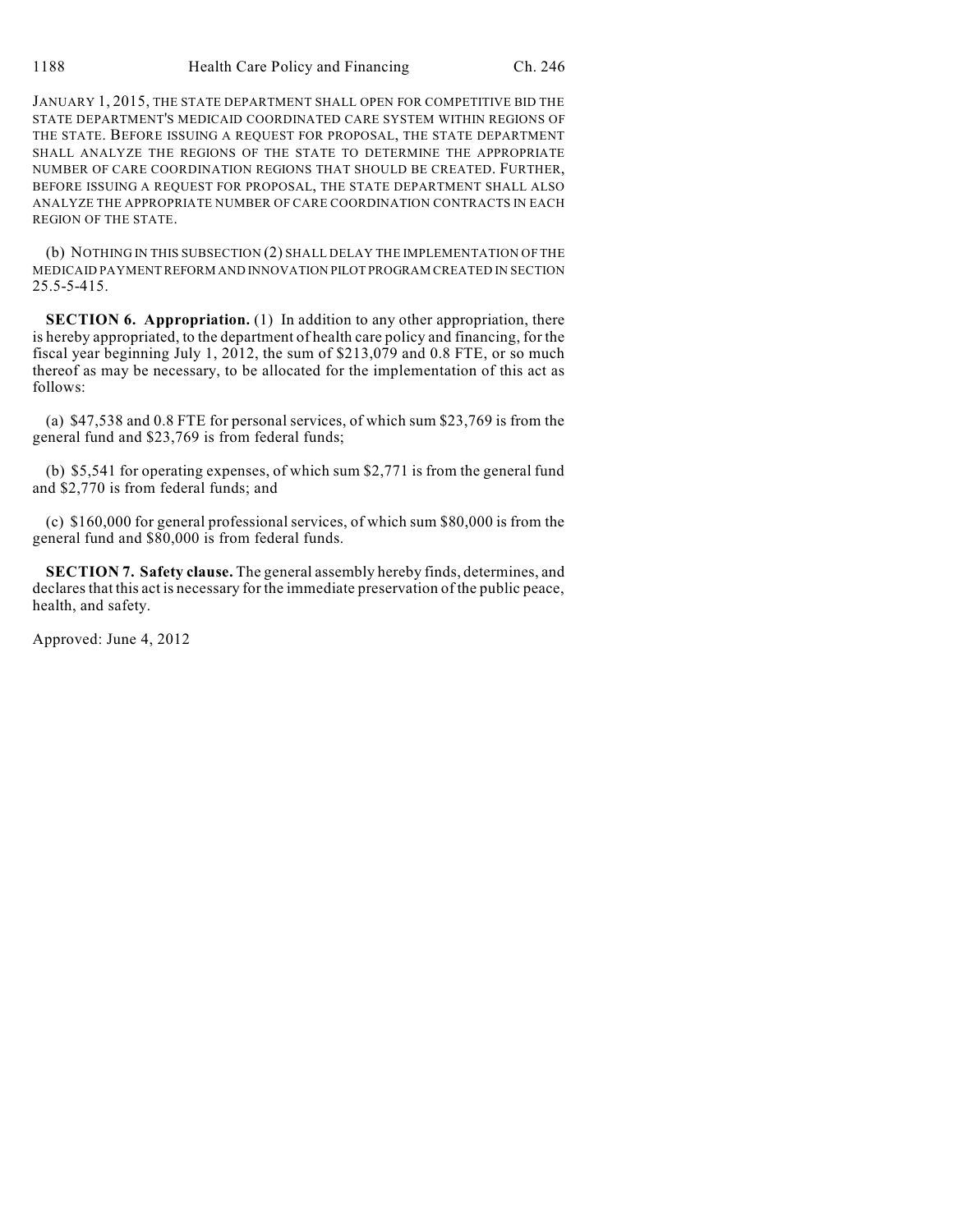JANUARY 1, 2015, THE STATE DEPARTMENT SHALL OPEN FOR COMPETITIVE BID THE STATE DEPARTMENT'S MEDICAID COORDINATED CARE SYSTEM WITHIN REGIONS OF THE STATE. BEFORE ISSUING A REQUEST FOR PROPOSAL, THE STATE DEPARTMENT SHALL ANALYZE THE REGIONS OF THE STATE TO DETERMINE THE APPROPRIATE NUMBER OF CARE COORDINATION REGIONS THAT SHOULD BE CREATED. FURTHER, BEFORE ISSUING A REQUEST FOR PROPOSAL, THE STATE DEPARTMENT SHALL ALSO ANALYZE THE APPROPRIATE NUMBER OF CARE COORDINATION CONTRACTS IN EACH REGION OF THE STATE.

(b) NOTHING IN THIS SUBSECTION (2) SHALL DELAY THE IMPLEMENTATION OF THE MEDICAID PAYMENT REFORM AND INNOVATION PILOT PROGRAM CREATED IN SECTION 25.5-5-415.

**SECTION 6. Appropriation.** (1) In addition to any other appropriation, there is hereby appropriated, to the department of health care policy and financing, for the fiscal year beginning July 1, 2012, the sum of $213,079 and 0.8 FTE, or so much thereof as may be necessary, to be allocated for the implementation of this act as follows:

(a) $47,538 and 0.8 FTE for personal services, of which sum $23,769 is from the general fund and $23,769 is from federal funds;

(b) $5,541 for operating expenses, of which sum $2,771 is from the general fund and $2,770 is from federal funds; and

(c) $160,000 for general professional services, of which sum $80,000 is from the general fund and $80,000 is from federal funds.

**SECTION 7. Safety clause.** The general assembly hereby finds, determines, and declares that this act is necessary for the immediate preservation of the public peace, health, and safety.

Approved: June 4, 2012